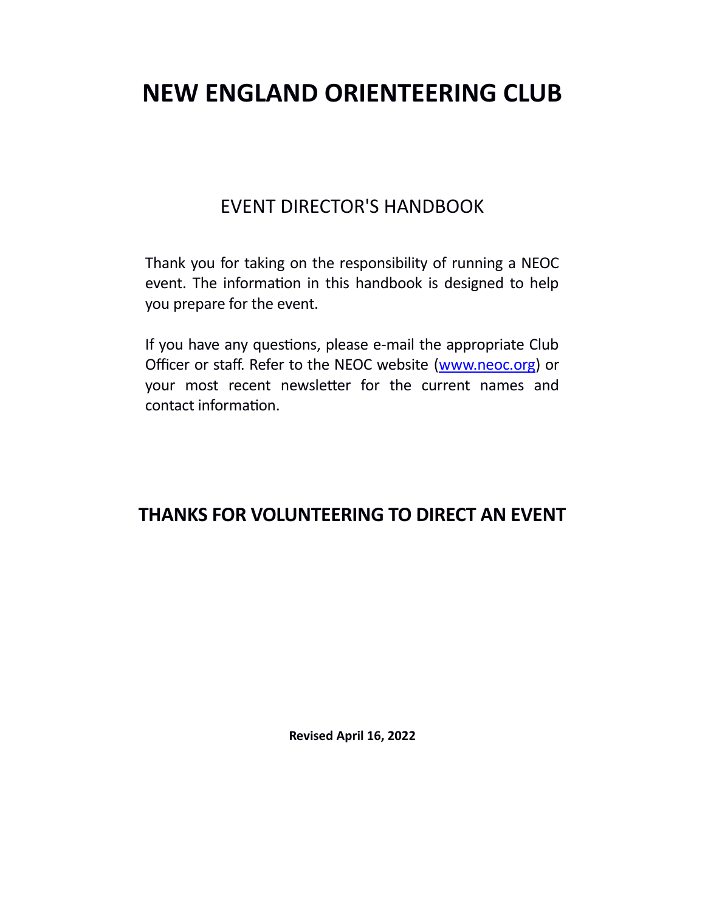# NEW ENGLAND ORIENTEERING CLUB

## EVENT DIRECTOR'S HANDBOOK

Thank you for taking on the responsibility of running a NEOC event. The information in this handbook is designed to help you prepare for the event.

If you have any questions, please e-mail the appropriate Club Officer or staff. Refer to the NEOC website ([www.neoc.org](http://www.neoc.org)) or your most recent newsletter for the current names and contact information.

## THANKS FOR VOLUNTEERING TO DIRECT AN EVENT

**Revised April 16, 2022**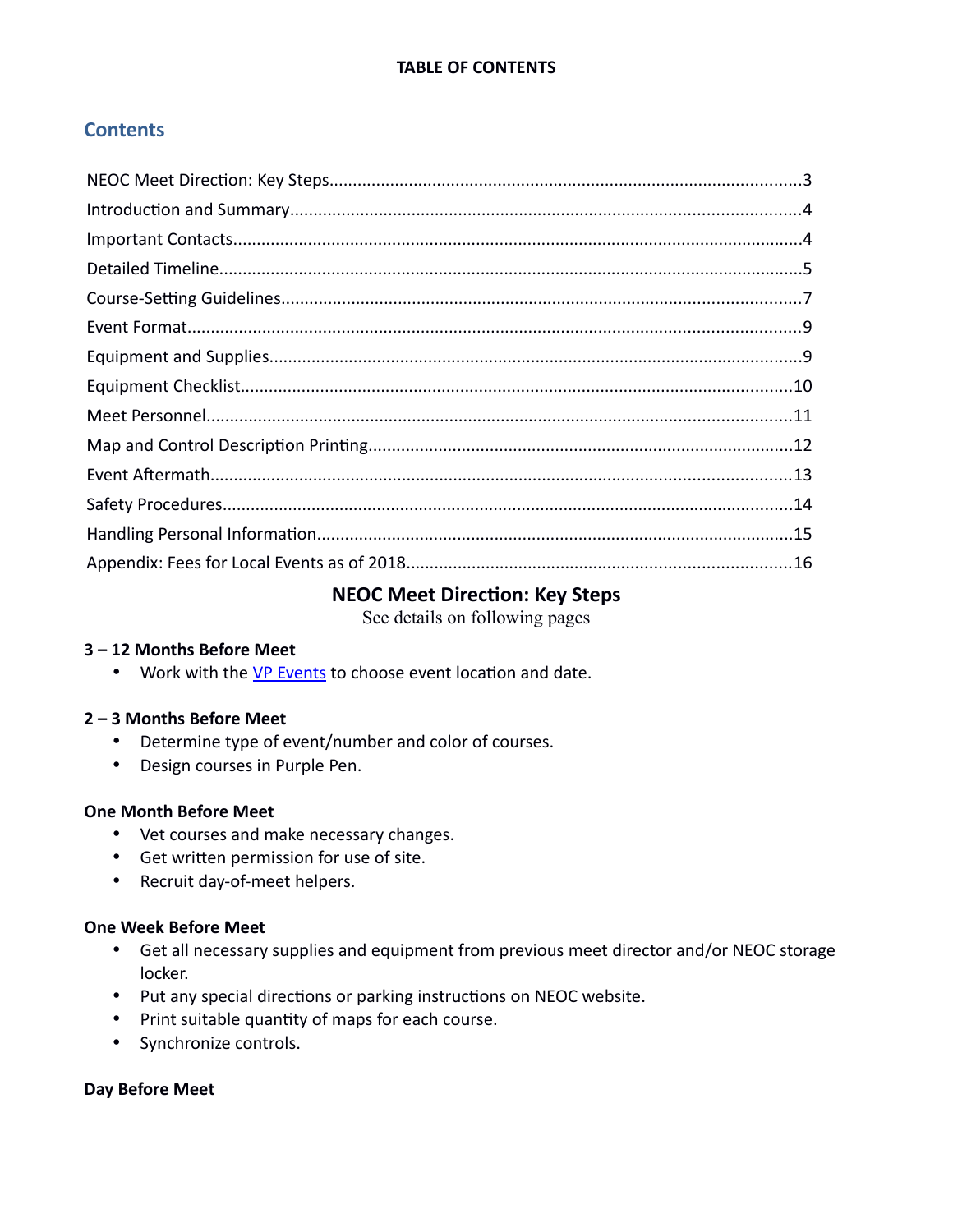**TABLE OF CONTENTS**

## Contents

- NEOC Meet Direction: Key Steps....................3
- Introduction and Summary....................4
- Important Contacts....................4
- Detailed Timeline....................5
- Course-Setting Guidelines....................7
- Event Format....................9
- Equipment and Supplies....................9
- Equipment Checklist....................10
- Meet Personnel....................11
- Map and Control Description Printing....................12
- Event Aftermath....................13
- Safety Procedures....................14
- Handling Personal Information....................15
- Appendix: Fees for Local Events as of 2018....................16

# NEOC Meet Direction: Key Steps

See details on following pages

**3 – 12 Months Before Meet**

- Work with the VP Events to choose event location and date.

**2 – 3 Months Before Meet**

- Determine type of event/number and color of courses.
- Design courses in Purple Pen.

**One Month Before Meet**

- Vet courses and make necessary changes.
- Get written permission for use of site.
- Recruit day-of-meet helpers.

**One Week Before Meet**

- Get all necessary supplies and equipment from previous meet director and/or NEOC storage locker.
- Put any special directions or parking instructions on NEOC website.
- Print suitable quantity of maps for each course.
- Synchronize controls.

**Day Before Meet**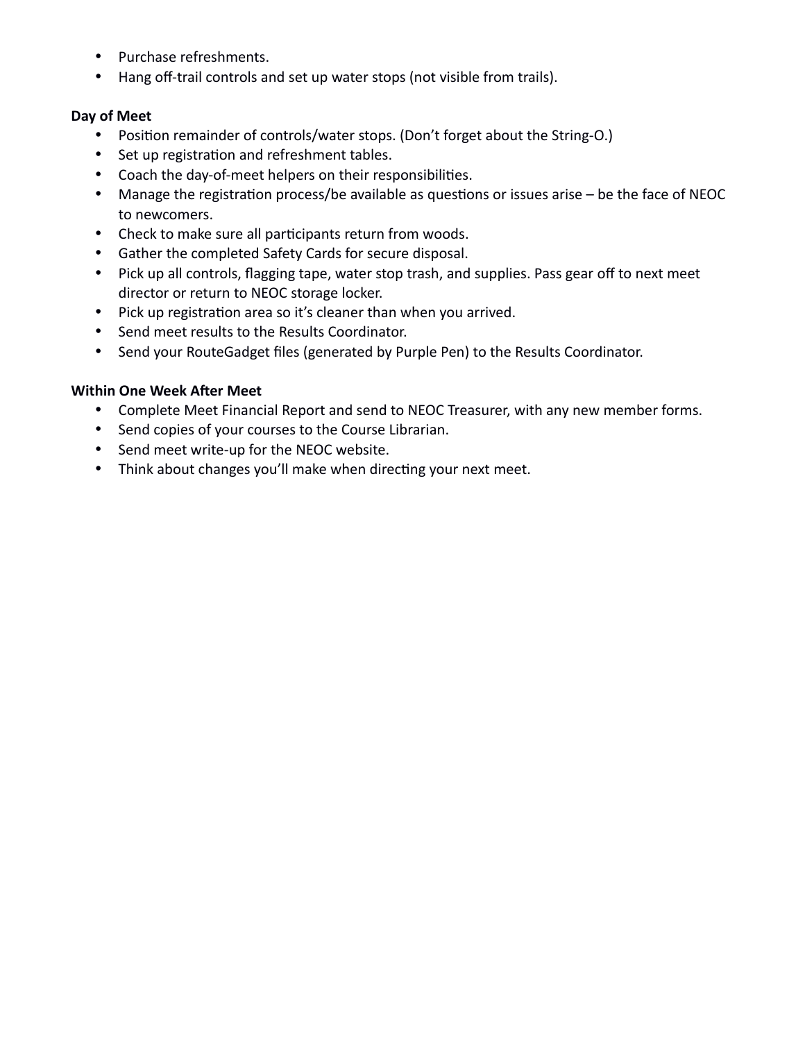- Purchase refreshments.
- Hang off-trail controls and set up water stops (not visible from trails).

**Day of Meet**

- Position remainder of controls/water stops. (Don't forget about the String-O.)
- Set up registration and refreshment tables.
- Coach the day-of-meet helpers on their responsibilities.
- Manage the registration process/be available as questions or issues arise – be the face of NEOC to newcomers.
- Check to make sure all participants return from woods.
- Gather the completed Safety Cards for secure disposal.
- Pick up all controls, flagging tape, water stop trash, and supplies. Pass gear off to next meet director or return to NEOC storage locker.
- Pick up registration area so it's cleaner than when you arrived.
- Send meet results to the Results Coordinator.
- Send your RouteGadget files (generated by Purple Pen) to the Results Coordinator.

**Within One Week After Meet**

- Complete Meet Financial Report and send to NEOC Treasurer, with any new member forms.
- Send copies of your courses to the Course Librarian.
- Send meet write-up for the NEOC website.
- Think about changes you'll make when directing your next meet.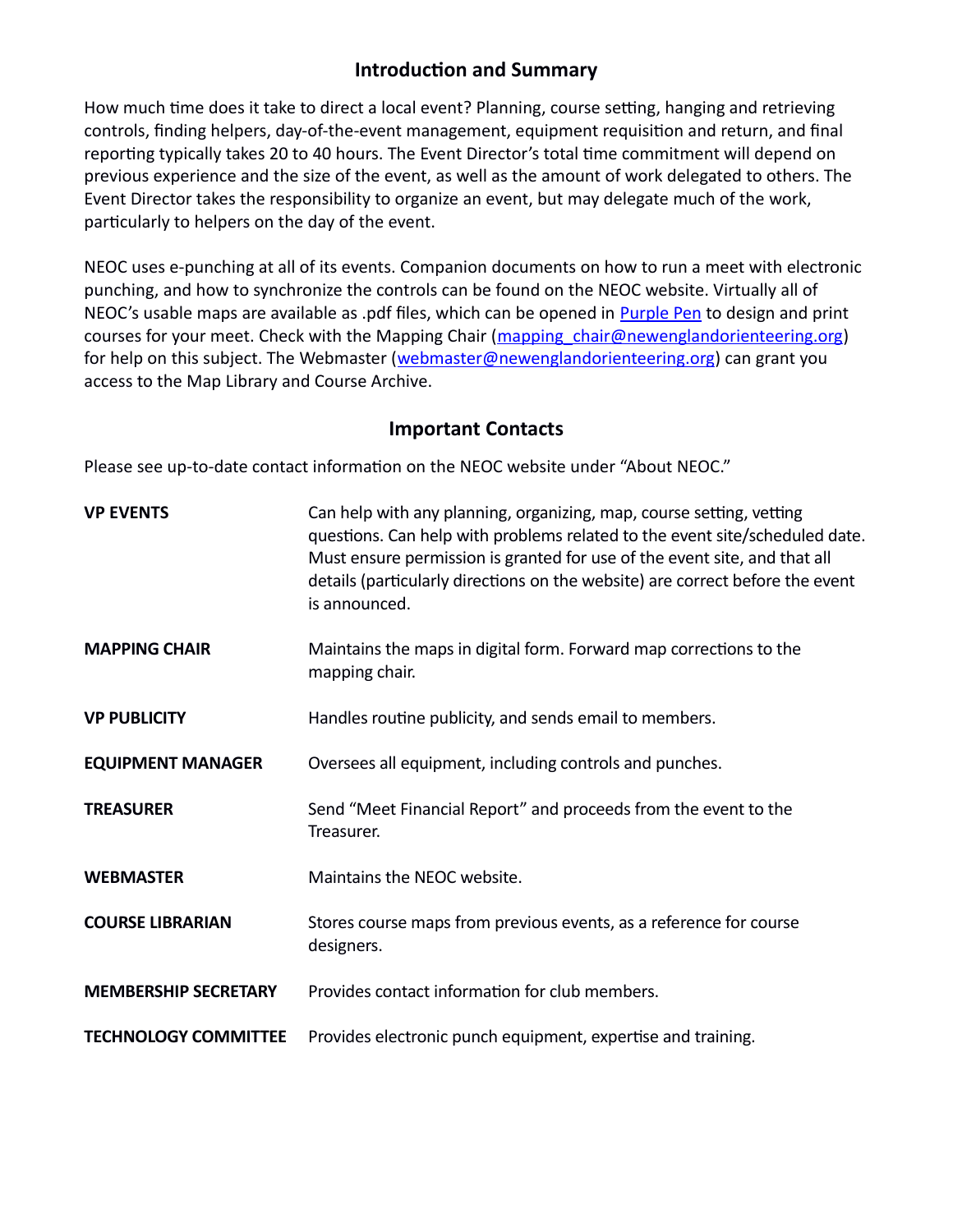## Introduction and Summary

How much time does it take to direct a local event? Planning, course setting, hanging and retrieving controls, finding helpers, day-of-the-event management, equipment requisition and return, and final reporting typically takes 20 to 40 hours. The Event Director's total time commitment will depend on previous experience and the size of the event, as well as the amount of work delegated to others. The Event Director takes the responsibility to organize an event, but may delegate much of the work, particularly to helpers on the day of the event.

NEOC uses e-punching at all of its events. Companion documents on how to run a meet with electronic punching, and how to synchronize the controls can be found on the NEOC website. Virtually all of NEOC's usable maps are available as .pdf files, which can be opened in [Purple Pen](#) to design and print courses for your meet. Check with the Mapping Chair ([mapping_chair@newenglandorienteering.org](mailto:mapping_chair@newenglandorienteering.org)) for help on this subject. The Webmaster ([webmaster@newenglandorienteering.org](mailto:webmaster@newenglandorienteering.org)) can grant you access to the Map Library and Course Archive.

## Important Contacts

Please see up-to-date contact information on the NEOC website under "About NEOC."

| | |
|---|---|
| **VP EVENTS** | Can help with any planning, organizing, map, course setting, vetting questions. Can help with problems related to the event site/scheduled date. Must ensure permission is granted for use of the event site, and that all details (particularly directions on the website) are correct before the event is announced. |
| **MAPPING CHAIR** | Maintains the maps in digital form. Forward map corrections to the mapping chair. |
| **VP PUBLICITY** | Handles routine publicity, and sends email to members. |
| **EQUIPMENT MANAGER** | Oversees all equipment, including controls and punches. |
| **TREASURER** | Send "Meet Financial Report" and proceeds from the event to the Treasurer. |
| **WEBMASTER** | Maintains the NEOC website. |
| **COURSE LIBRARIAN** | Stores course maps from previous events, as a reference for course designers. |
| **MEMBERSHIP SECRETARY** | Provides contact information for club members. |
| **TECHNOLOGY COMMITTEE** | Provides electronic punch equipment, expertise and training. |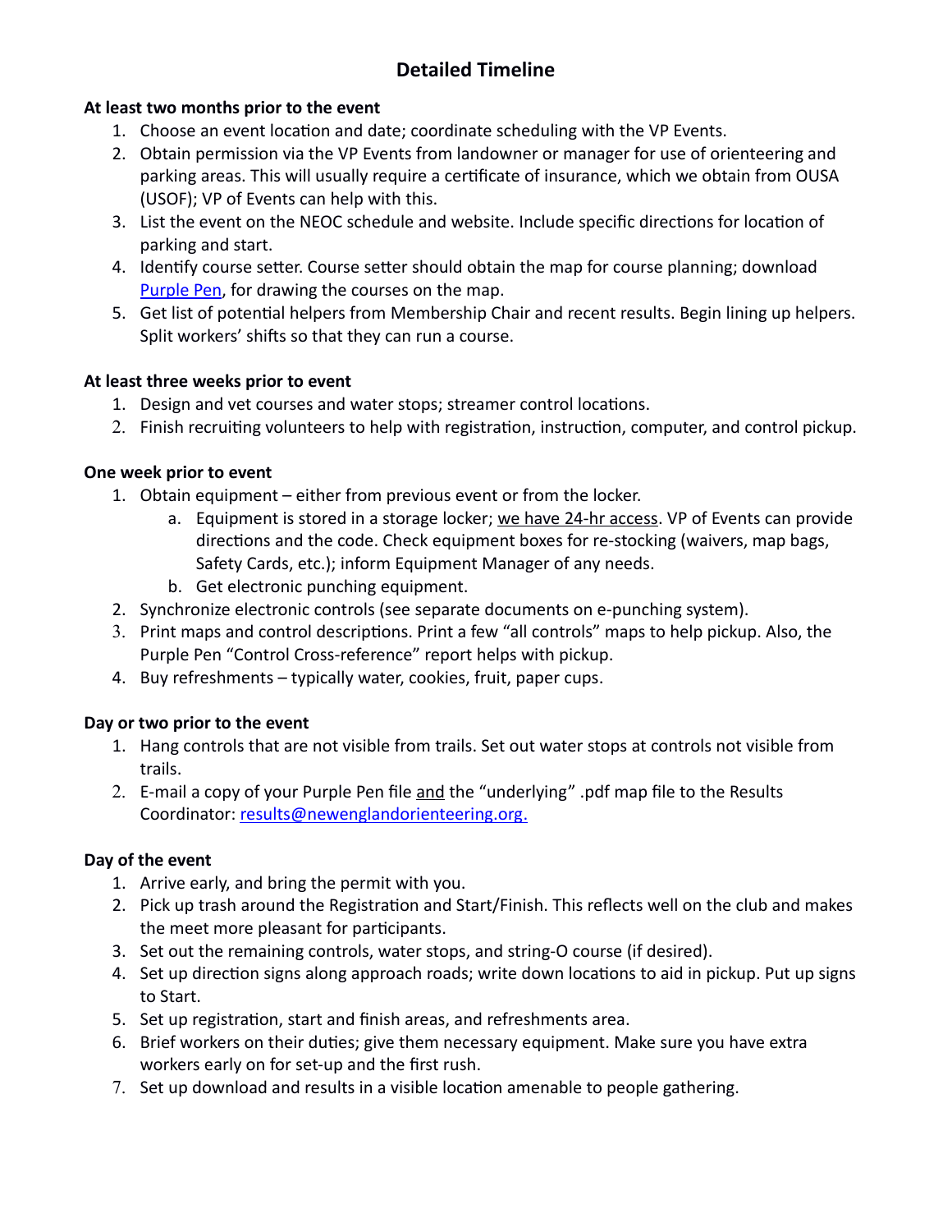# Detailed Timeline

**At least two months prior to the event**

1. Choose an event location and date; coordinate scheduling with the VP Events.
2. Obtain permission via the VP Events from landowner or manager for use of orienteering and parking areas. This will usually require a certificate of insurance, which we obtain from OUSA (USOF); VP of Events can help with this.
3. List the event on the NEOC schedule and website. Include specific directions for location of parking and start.
4. Identify course setter. Course setter should obtain the map for course planning; download [Purple Pen](), for drawing the courses on the map.
5. Get list of potential helpers from Membership Chair and recent results. Begin lining up helpers. Split workers' shifts so that they can run a course.

**At least three weeks prior to event**

1. Design and vet courses and water stops; streamer control locations.
2. Finish recruiting volunteers to help with registration, instruction, computer, and control pickup.

**One week prior to event**

1. Obtain equipment – either from previous event or from the locker.
   a. Equipment is stored in a storage locker; <u>we have 24-hr access</u>. VP of Events can provide directions and the code. Check equipment boxes for re-stocking (waivers, map bags, Safety Cards, etc.); inform Equipment Manager of any needs.
   b. Get electronic punching equipment.
2. Synchronize electronic controls (see separate documents on e-punching system).
3. Print maps and control descriptions. Print a few "all controls" maps to help pickup. Also, the Purple Pen "Control Cross-reference" report helps with pickup.
4. Buy refreshments – typically water, cookies, fruit, paper cups.

**Day or two prior to the event**

1. Hang controls that are not visible from trails. Set out water stops at controls not visible from trails.
2. E-mail a copy of your Purple Pen file <u>and</u> the "underlying" .pdf map file to the Results Coordinator: [results@newenglandorienteering.org.](mailto:results@newenglandorienteering.org)

**Day of the event**

1. Arrive early, and bring the permit with you.
2. Pick up trash around the Registration and Start/Finish. This reflects well on the club and makes the meet more pleasant for participants.
3. Set out the remaining controls, water stops, and string-O course (if desired).
4. Set up direction signs along approach roads; write down locations to aid in pickup. Put up signs to Start.
5. Set up registration, start and finish areas, and refreshments area.
6. Brief workers on their duties; give them necessary equipment. Make sure you have extra workers early on for set-up and the first rush.
7. Set up download and results in a visible location amenable to people gathering.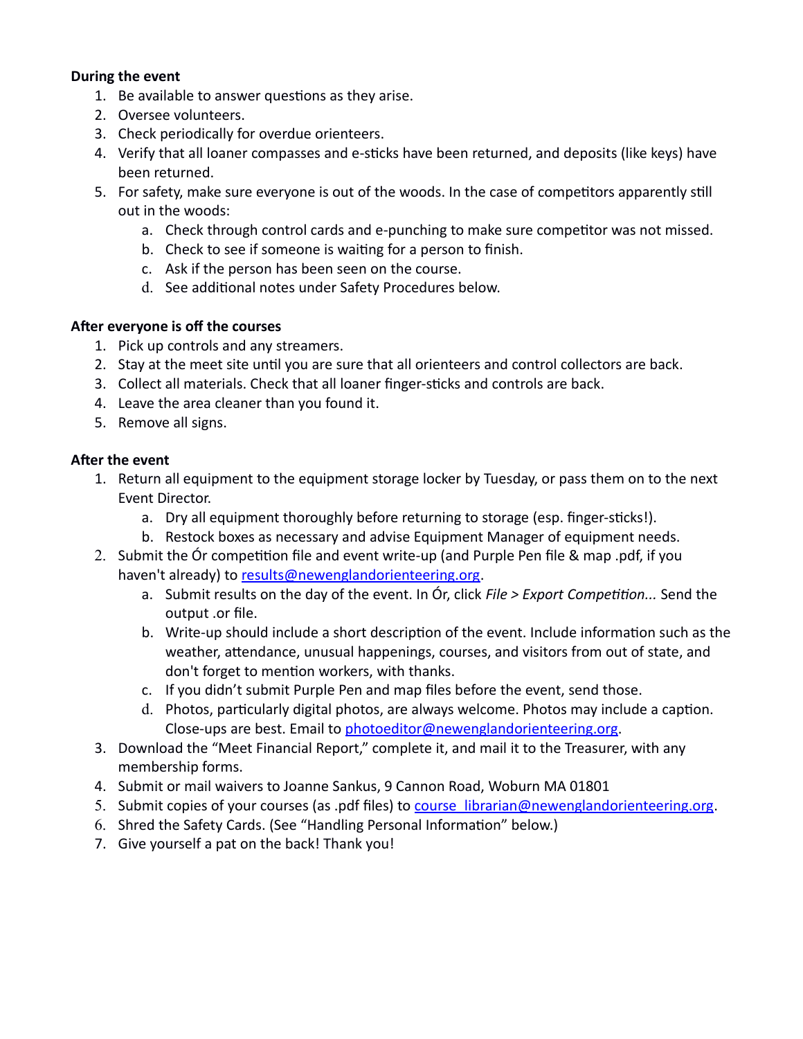**During the event**

1. Be available to answer questions as they arise.
2. Oversee volunteers.
3. Check periodically for overdue orienteers.
4. Verify that all loaner compasses and e-sticks have been returned, and deposits (like keys) have been returned.
5. For safety, make sure everyone is out of the woods. In the case of competitors apparently still out in the woods:
    a. Check through control cards and e-punching to make sure competitor was not missed.
    b. Check to see if someone is waiting for a person to finish.
    c. Ask if the person has been seen on the course.
    d. See additional notes under Safety Procedures below.

**After everyone is off the courses**

1. Pick up controls and any streamers.
2. Stay at the meet site until you are sure that all orienteers and control collectors are back.
3. Collect all materials. Check that all loaner finger-sticks and controls are back.
4. Leave the area cleaner than you found it.
5. Remove all signs.

**After the event**

1. Return all equipment to the equipment storage locker by Tuesday, or pass them on to the next Event Director.
    a. Dry all equipment thoroughly before returning to storage (esp. finger-sticks!).
    b. Restock boxes as necessary and advise Equipment Manager of equipment needs.
2. Submit the Ór competition file and event write-up (and Purple Pen file & map .pdf, if you haven't already) to results@newenglandorienteering.org.
    a. Submit results on the day of the event. In Ór, click *File > Export Competition...* Send the output .or file.
    b. Write-up should include a short description of the event. Include information such as the weather, attendance, unusual happenings, courses, and visitors from out of state, and don't forget to mention workers, with thanks.
    c. If you didn't submit Purple Pen and map files before the event, send those.
    d. Photos, particularly digital photos, are always welcome. Photos may include a caption. Close-ups are best. Email to photoeditor@newenglandorienteering.org.
3. Download the "Meet Financial Report," complete it, and mail it to the Treasurer, with any membership forms.
4. Submit or mail waivers to Joanne Sankus, 9 Cannon Road, Woburn MA 01801
5. Submit copies of your courses (as .pdf files) to course_librarian@newenglandorienteering.org.
6. Shred the Safety Cards. (See "Handling Personal Information" below.)
7. Give yourself a pat on the back! Thank you!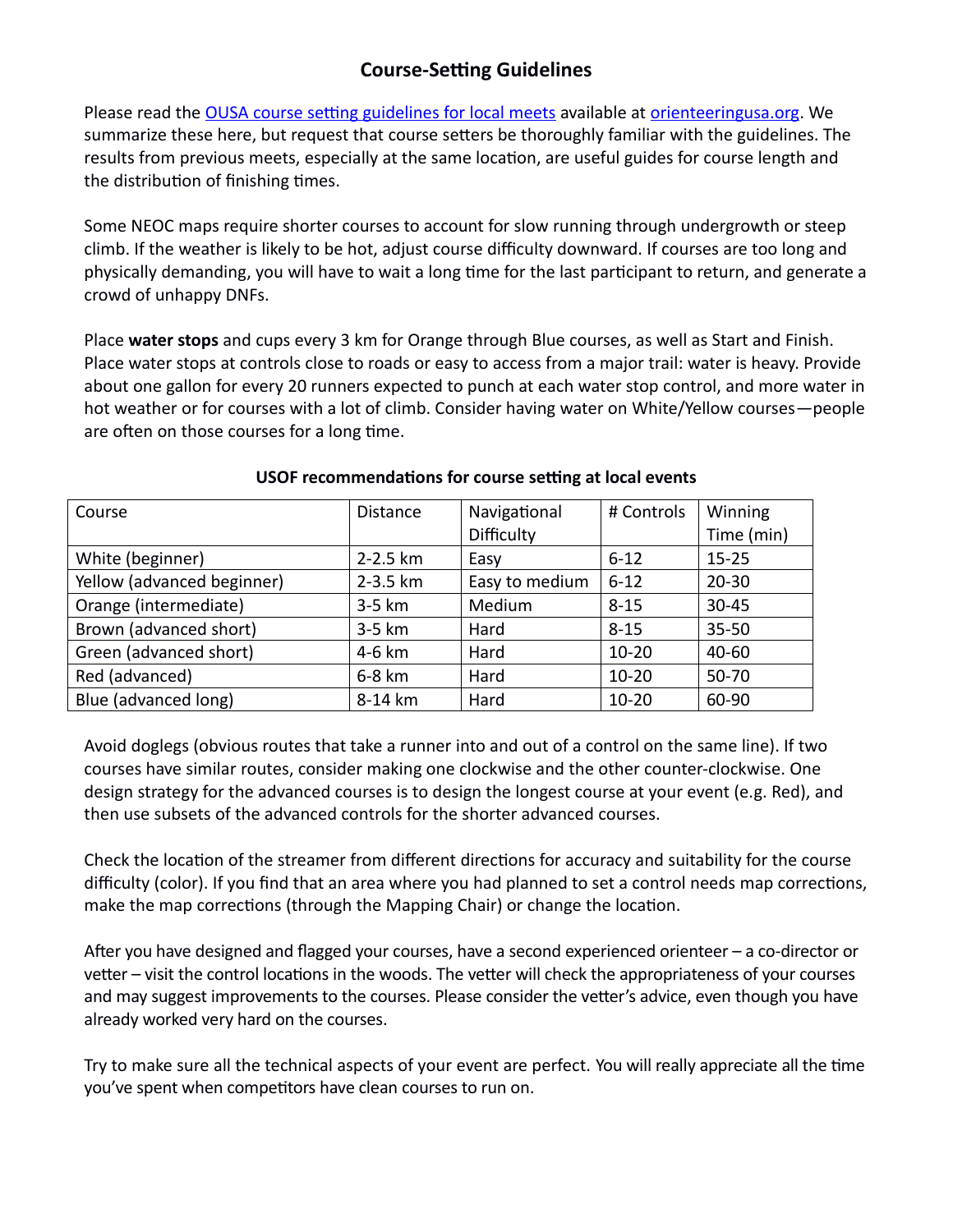## Course-Setting Guidelines

Please read the [OUSA course setting guidelines for local meets](orienteeringusa.org) available at [orienteeringusa.org](orienteeringusa.org). We summarize these here, but request that course setters be thoroughly familiar with the guidelines. The results from previous meets, especially at the same location, are useful guides for course length and the distribution of finishing times.

Some NEOC maps require shorter courses to account for slow running through undergrowth or steep climb. If the weather is likely to be hot, adjust course difficulty downward. If courses are too long and physically demanding, you will have to wait a long time for the last participant to return, and generate a crowd of unhappy DNFs.

Place **water stops** and cups every 3 km for Orange through Blue courses, as well as Start and Finish. Place water stops at controls close to roads or easy to access from a major trail: water is heavy. Provide about one gallon for every 20 runners expected to punch at each water stop control, and more water in hot weather or for courses with a lot of climb. Consider having water on White/Yellow courses—people are often on those courses for a long time.

**USOF recommendations for course setting at local events**

| Course | Distance | Navigational Difficulty | # Controls | Winning Time (min) |
|---|---|---|---|---|
| White (beginner) | 2-2.5 km | Easy | 6-12 | 15-25 |
| Yellow (advanced beginner) | 2-3.5 km | Easy to medium | 6-12 | 20-30 |
| Orange (intermediate) | 3-5 km | Medium | 8-15 | 30-45 |
| Brown (advanced short) | 3-5 km | Hard | 8-15 | 35-50 |
| Green (advanced short) | 4-6 km | Hard | 10-20 | 40-60 |
| Red (advanced) | 6-8 km | Hard | 10-20 | 50-70 |
| Blue (advanced long) | 8-14 km | Hard | 10-20 | 60-90 |

Avoid doglegs (obvious routes that take a runner into and out of a control on the same line). If two courses have similar routes, consider making one clockwise and the other counter-clockwise. One design strategy for the advanced courses is to design the longest course at your event (e.g. Red), and then use subsets of the advanced controls for the shorter advanced courses.

Check the location of the streamer from different directions for accuracy and suitability for the course difficulty (color). If you find that an area where you had planned to set a control needs map corrections, make the map corrections (through the Mapping Chair) or change the location.

After you have designed and flagged your courses, have a second experienced orienteer – a co-director or vetter – visit the control locations in the woods. The vetter will check the appropriateness of your courses and may suggest improvements to the courses. Please consider the vetter's advice, even though you have already worked very hard on the courses.

Try to make sure all the technical aspects of your event are perfect. You will really appreciate all the time you've spent when competitors have clean courses to run on.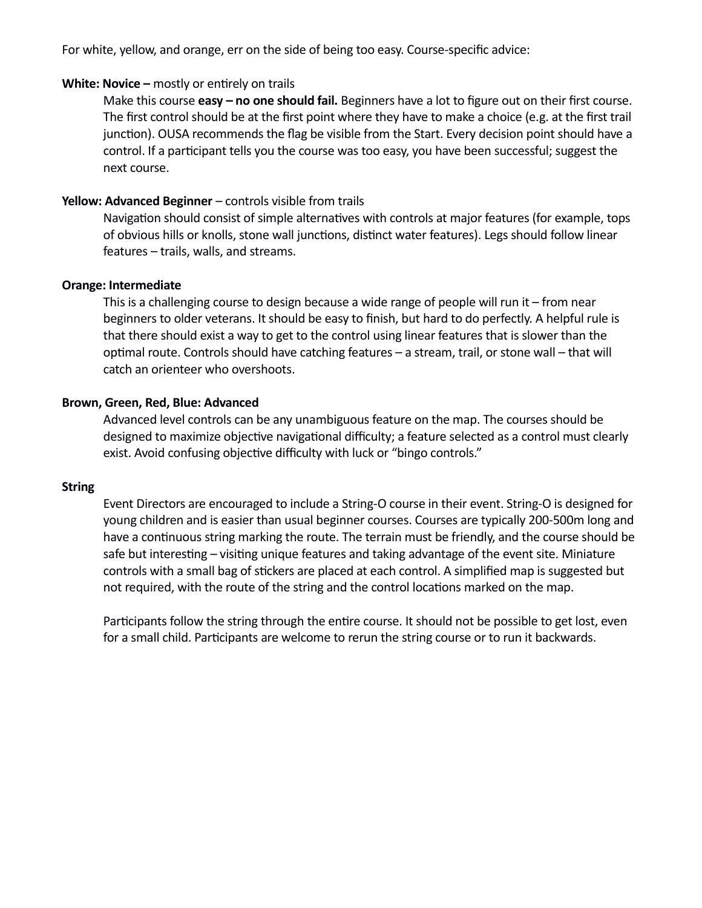For white, yellow, and orange, err on the side of being too easy. Course-specific advice:

**White: Novice –** mostly or entirely on trails

Make this course **easy – no one should fail.** Beginners have a lot to figure out on their first course. The first control should be at the first point where they have to make a choice (e.g. at the first trail junction). OUSA recommends the flag be visible from the Start. Every decision point should have a control. If a participant tells you the course was too easy, you have been successful; suggest the next course.

**Yellow: Advanced Beginner** – controls visible from trails

Navigation should consist of simple alternatives with controls at major features (for example, tops of obvious hills or knolls, stone wall junctions, distinct water features). Legs should follow linear features – trails, walls, and streams.

**Orange: Intermediate**

This is a challenging course to design because a wide range of people will run it – from near beginners to older veterans. It should be easy to finish, but hard to do perfectly. A helpful rule is that there should exist a way to get to the control using linear features that is slower than the optimal route. Controls should have catching features – a stream, trail, or stone wall – that will catch an orienteer who overshoots.

**Brown, Green, Red, Blue: Advanced**

Advanced level controls can be any unambiguous feature on the map. The courses should be designed to maximize objective navigational difficulty; a feature selected as a control must clearly exist. Avoid confusing objective difficulty with luck or "bingo controls."

**String**

Event Directors are encouraged to include a String-O course in their event. String-O is designed for young children and is easier than usual beginner courses. Courses are typically 200-500m long and have a continuous string marking the route. The terrain must be friendly, and the course should be safe but interesting – visiting unique features and taking advantage of the event site. Miniature controls with a small bag of stickers are placed at each control. A simplified map is suggested but not required, with the route of the string and the control locations marked on the map.

Participants follow the string through the entire course. It should not be possible to get lost, even for a small child. Participants are welcome to rerun the string course or to run it backwards.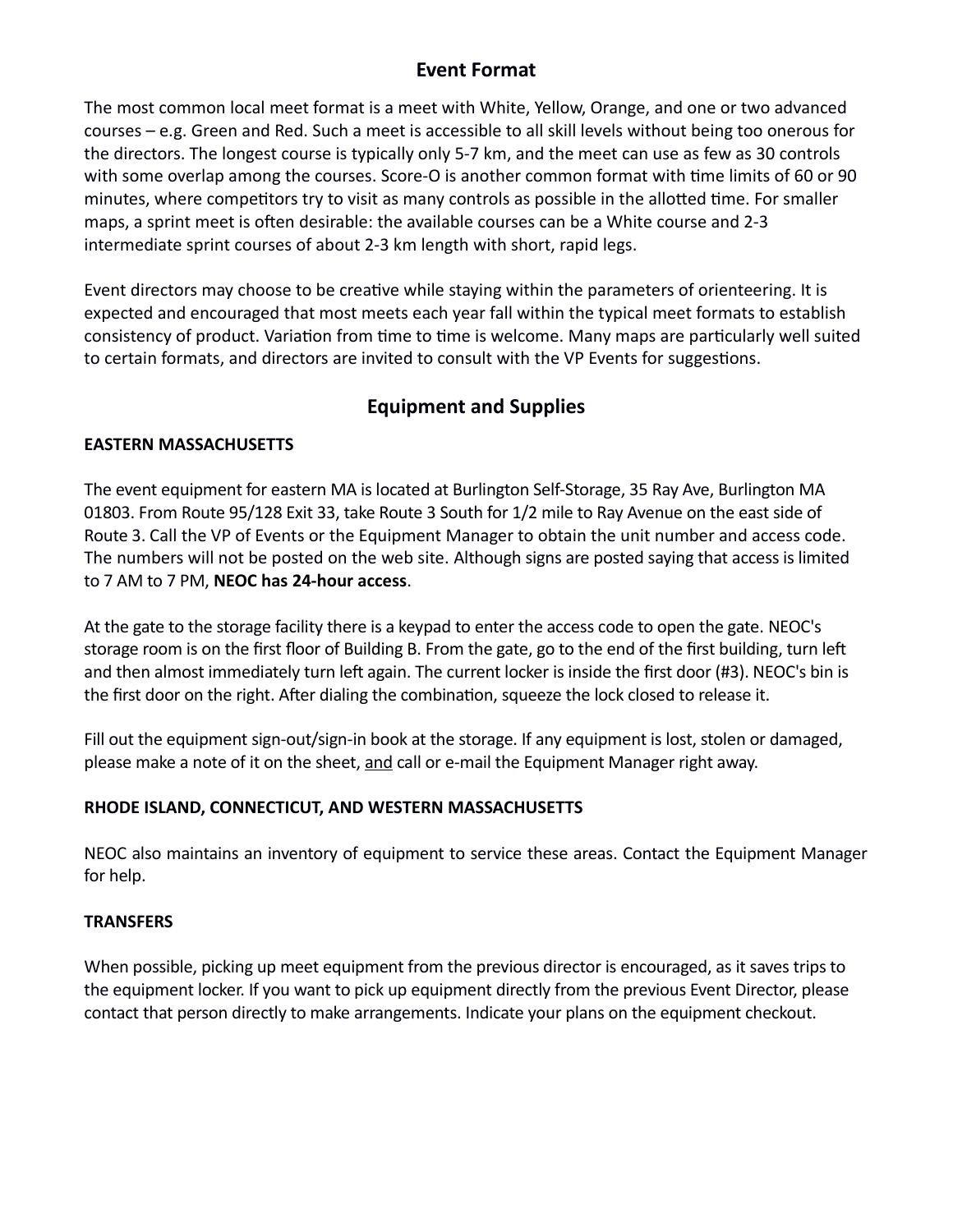## Event Format

The most common local meet format is a meet with White, Yellow, Orange, and one or two advanced courses – e.g. Green and Red. Such a meet is accessible to all skill levels without being too onerous for the directors. The longest course is typically only 5-7 km, and the meet can use as few as 30 controls with some overlap among the courses. Score-O is another common format with time limits of 60 or 90 minutes, where competitors try to visit as many controls as possible in the allotted time. For smaller maps, a sprint meet is often desirable: the available courses can be a White course and 2-3 intermediate sprint courses of about 2-3 km length with short, rapid legs.

Event directors may choose to be creative while staying within the parameters of orienteering. It is expected and encouraged that most meets each year fall within the typical meet formats to establish consistency of product. Variation from time to time is welcome. Many maps are particularly well suited to certain formats, and directors are invited to consult with the VP Events for suggestions.

## Equipment and Supplies

### EASTERN MASSACHUSETTS

The event equipment for eastern MA is located at Burlington Self-Storage, 35 Ray Ave, Burlington MA 01803. From Route 95/128 Exit 33, take Route 3 South for 1/2 mile to Ray Avenue on the east side of Route 3. Call the VP of Events or the Equipment Manager to obtain the unit number and access code. The numbers will not be posted on the web site. Although signs are posted saying that access is limited to 7 AM to 7 PM, **NEOC has 24-hour access**.

At the gate to the storage facility there is a keypad to enter the access code to open the gate. NEOC's storage room is on the first floor of Building B. From the gate, go to the end of the first building, turn left and then almost immediately turn left again. The current locker is inside the first door (#3). NEOC's bin is the first door on the right. After dialing the combination, squeeze the lock closed to release it.

Fill out the equipment sign-out/sign-in book at the storage. If any equipment is lost, stolen or damaged, please make a note of it on the sheet, and call or e-mail the Equipment Manager right away.

### RHODE ISLAND, CONNECTICUT, AND WESTERN MASSACHUSETTS

NEOC also maintains an inventory of equipment to service these areas. Contact the Equipment Manager for help.

### TRANSFERS

When possible, picking up meet equipment from the previous director is encouraged, as it saves trips to the equipment locker. If you want to pick up equipment directly from the previous Event Director, please contact that person directly to make arrangements. Indicate your plans on the equipment checkout.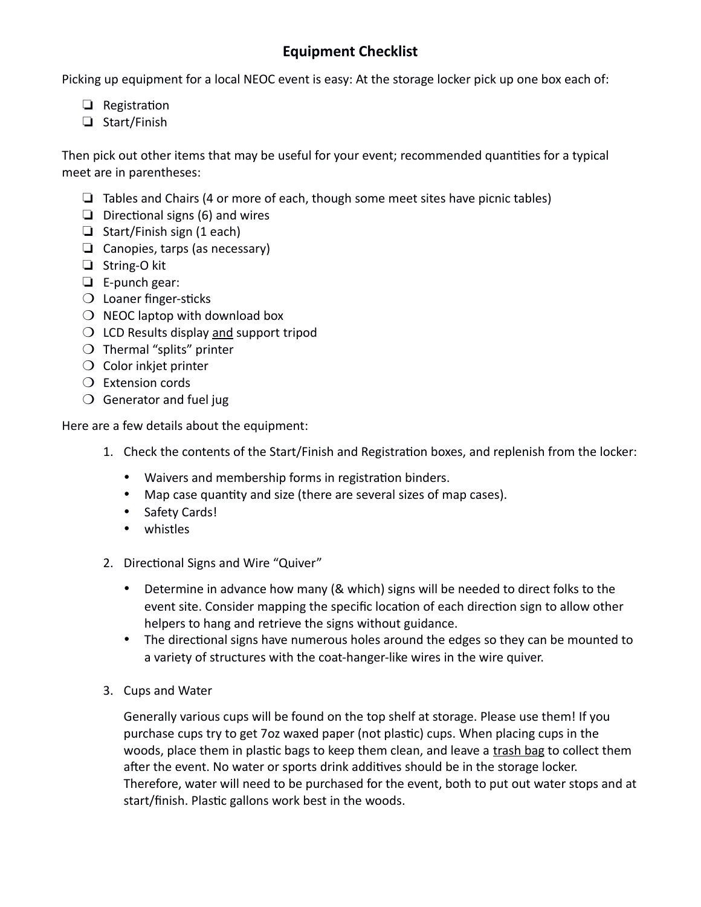## Equipment Checklist

Picking up equipment for a local NEOC event is easy: At the storage locker pick up one box each of:

- [ ] Registration
- [ ] Start/Finish

Then pick out other items that may be useful for your event; recommended quantities for a typical meet are in parentheses:

- [ ] Tables and Chairs (4 or more of each, though some meet sites have picnic tables)
- [ ] Directional signs (6) and wires
- [ ] Start/Finish sign (1 each)
- [ ] Canopies, tarps (as necessary)
- [ ] String-O kit
- [ ] E-punch gear:
  - Loaner finger-sticks
  - NEOC laptop with download box
  - LCD Results display <u>and</u> support tripod
  - Thermal "splits" printer
  - Color inkjet printer
  - Extension cords
  - Generator and fuel jug

Here are a few details about the equipment:

1. Check the contents of the Start/Finish and Registration boxes, and replenish from the locker:
   - Waivers and membership forms in registration binders.
   - Map case quantity and size (there are several sizes of map cases).
   - Safety Cards!
   - whistles

2. Directional Signs and Wire "Quiver"
   - Determine in advance how many (& which) signs will be needed to direct folks to the event site. Consider mapping the specific location of each direction sign to allow other helpers to hang and retrieve the signs without guidance.
   - The directional signs have numerous holes around the edges so they can be mounted to a variety of structures with the coat-hanger-like wires in the wire quiver.

3. Cups and Water

   Generally various cups will be found on the top shelf at storage. Please use them! If you purchase cups try to get 7oz waxed paper (not plastic) cups. When placing cups in the woods, place them in plastic bags to keep them clean, and leave a <u>trash bag</u> to collect them after the event. No water or sports drink additives should be in the storage locker. Therefore, water will need to be purchased for the event, both to put out water stops and at start/finish. Plastic gallons work best in the woods.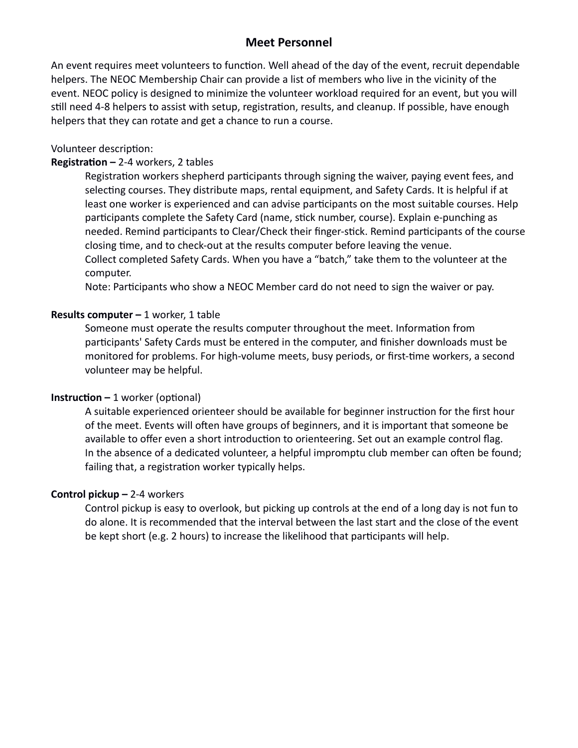# Meet Personnel

An event requires meet volunteers to function. Well ahead of the day of the event, recruit dependable helpers. The NEOC Membership Chair can provide a list of members who live in the vicinity of the event. NEOC policy is designed to minimize the volunteer workload required for an event, but you will still need 4-8 helpers to assist with setup, registration, results, and cleanup. If possible, have enough helpers that they can rotate and get a chance to run a course.

Volunteer description:

**Registration –** 2-4 workers, 2 tables

Registration workers shepherd participants through signing the waiver, paying event fees, and selecting courses. They distribute maps, rental equipment, and Safety Cards. It is helpful if at least one worker is experienced and can advise participants on the most suitable courses. Help participants complete the Safety Card (name, stick number, course). Explain e-punching as needed. Remind participants to Clear/Check their finger-stick. Remind participants of the course closing time, and to check-out at the results computer before leaving the venue.

Collect completed Safety Cards. When you have a "batch," take them to the volunteer at the computer.

Note: Participants who show a NEOC Member card do not need to sign the waiver or pay.

**Results computer –** 1 worker, 1 table

Someone must operate the results computer throughout the meet. Information from participants' Safety Cards must be entered in the computer, and finisher downloads must be monitored for problems. For high-volume meets, busy periods, or first-time workers, a second volunteer may be helpful.

**Instruction –** 1 worker (optional)

A suitable experienced orienteer should be available for beginner instruction for the first hour of the meet. Events will often have groups of beginners, and it is important that someone be available to offer even a short introduction to orienteering. Set out an example control flag.

In the absence of a dedicated volunteer, a helpful impromptu club member can often be found; failing that, a registration worker typically helps.

**Control pickup –** 2-4 workers

Control pickup is easy to overlook, but picking up controls at the end of a long day is not fun to do alone. It is recommended that the interval between the last start and the close of the event be kept short (e.g. 2 hours) to increase the likelihood that participants will help.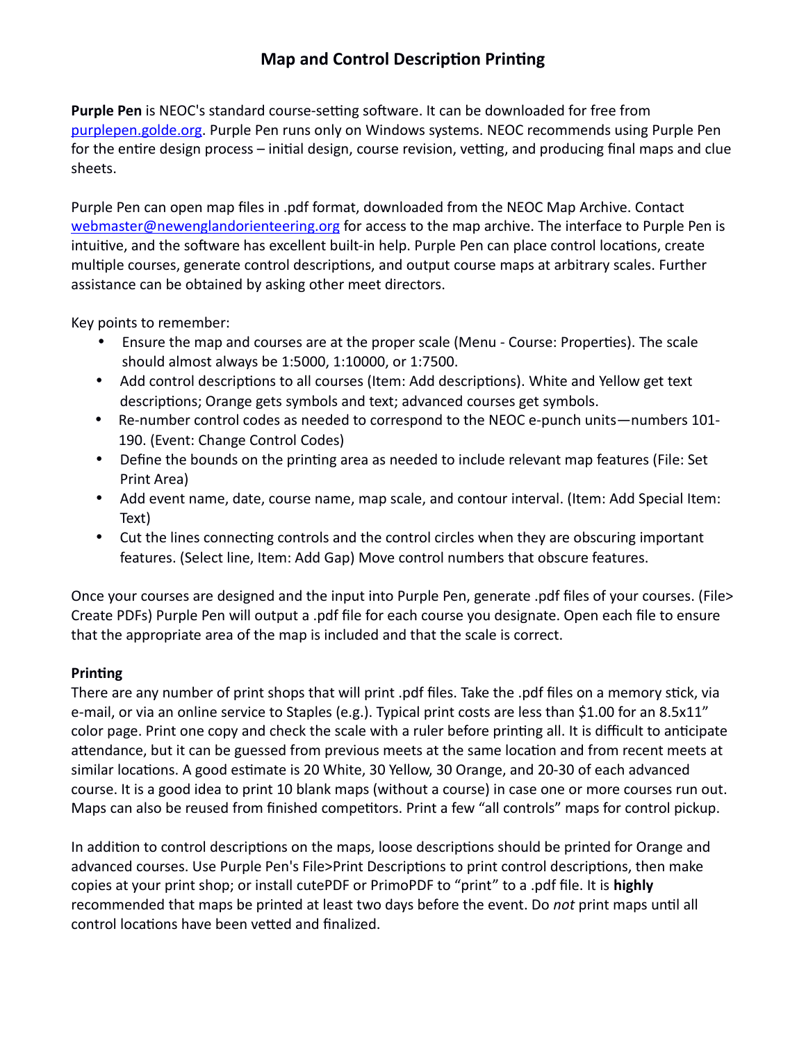# Map and Control Description Printing

**Purple Pen** is NEOC's standard course-setting software. It can be downloaded for free from [purplepen.golde.org](purplepen.golde.org). Purple Pen runs only on Windows systems. NEOC recommends using Purple Pen for the entire design process – initial design, course revision, vetting, and producing final maps and clue sheets.

Purple Pen can open map files in .pdf format, downloaded from the NEOC Map Archive. Contact [webmaster@newenglandorienteering.org](mailto:webmaster@newenglandorienteering.org) for access to the map archive. The interface to Purple Pen is intuitive, and the software has excellent built-in help. Purple Pen can place control locations, create multiple courses, generate control descriptions, and output course maps at arbitrary scales. Further assistance can be obtained by asking other meet directors.

Key points to remember:

- Ensure the map and courses are at the proper scale (Menu - Course: Properties). The scale should almost always be 1:5000, 1:10000, or 1:7500.
- Add control descriptions to all courses (Item: Add descriptions). White and Yellow get text descriptions; Orange gets symbols and text; advanced courses get symbols.
- Re-number control codes as needed to correspond to the NEOC e-punch units—numbers 101-190. (Event: Change Control Codes)
- Define the bounds on the printing area as needed to include relevant map features (File: Set Print Area)
- Add event name, date, course name, map scale, and contour interval. (Item: Add Special Item: Text)
- Cut the lines connecting controls and the control circles when they are obscuring important features. (Select line, Item: Add Gap) Move control numbers that obscure features.

Once your courses are designed and the input into Purple Pen, generate .pdf files of your courses. (File> Create PDFs) Purple Pen will output a .pdf file for each course you designate. Open each file to ensure that the appropriate area of the map is included and that the scale is correct.

**Printing**

There are any number of print shops that will print .pdf files. Take the .pdf files on a memory stick, via e-mail, or via an online service to Staples (e.g.). Typical print costs are less than $1.00 for an 8.5x11" color page. Print one copy and check the scale with a ruler before printing all. It is difficult to anticipate attendance, but it can be guessed from previous meets at the same location and from recent meets at similar locations. A good estimate is 20 White, 30 Yellow, 30 Orange, and 20-30 of each advanced course. It is a good idea to print 10 blank maps (without a course) in case one or more courses run out. Maps can also be reused from finished competitors. Print a few "all controls" maps for control pickup.

In addition to control descriptions on the maps, loose descriptions should be printed for Orange and advanced courses. Use Purple Pen's File>Print Descriptions to print control descriptions, then make copies at your print shop; or install cutePDF or PrimoPDF to "print" to a .pdf file. It is **highly** recommended that maps be printed at least two days before the event. Do *not* print maps until all control locations have been vetted and finalized.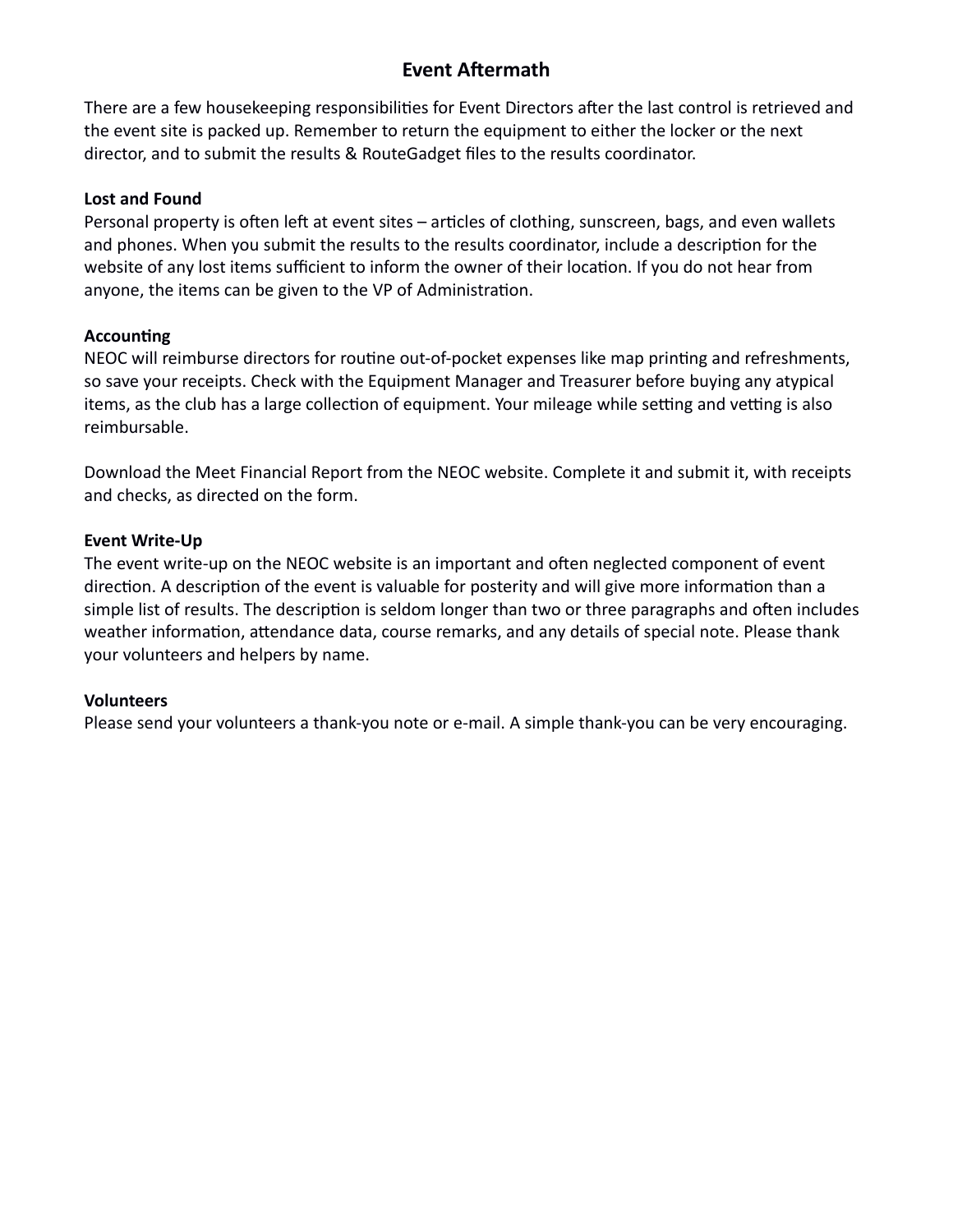# Event Aftermath

There are a few housekeeping responsibilities for Event Directors after the last control is retrieved and the event site is packed up. Remember to return the equipment to either the locker or the next director, and to submit the results & RouteGadget files to the results coordinator.

**Lost and Found**
Personal property is often left at event sites – articles of clothing, sunscreen, bags, and even wallets and phones. When you submit the results to the results coordinator, include a description for the website of any lost items sufficient to inform the owner of their location. If you do not hear from anyone, the items can be given to the VP of Administration.

**Accounting**
NEOC will reimburse directors for routine out-of-pocket expenses like map printing and refreshments, so save your receipts. Check with the Equipment Manager and Treasurer before buying any atypical items, as the club has a large collection of equipment. Your mileage while setting and vetting is also reimbursable.

Download the Meet Financial Report from the NEOC website. Complete it and submit it, with receipts and checks, as directed on the form.

**Event Write-Up**
The event write-up on the NEOC website is an important and often neglected component of event direction. A description of the event is valuable for posterity and will give more information than a simple list of results. The description is seldom longer than two or three paragraphs and often includes weather information, attendance data, course remarks, and any details of special note. Please thank your volunteers and helpers by name.

**Volunteers**
Please send your volunteers a thank-you note or e-mail. A simple thank-you can be very encouraging.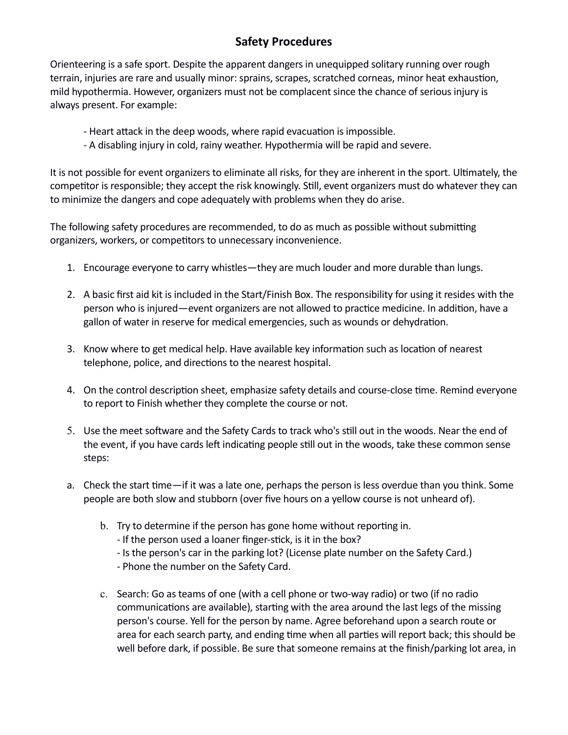# Safety Procedures

Orienteering is a safe sport. Despite the apparent dangers in unequipped solitary running over rough terrain, injuries are rare and usually minor: sprains, scrapes, scratched corneas, minor heat exhaustion, mild hypothermia. However, organizers must not be complacent since the chance of serious injury is always present. For example:

- Heart attack in the deep woods, where rapid evacuation is impossible.
- A disabling injury in cold, rainy weather. Hypothermia will be rapid and severe.

It is not possible for event organizers to eliminate all risks, for they are inherent in the sport. Ultimately, the competitor is responsible; they accept the risk knowingly. Still, event organizers must do whatever they can to minimize the dangers and cope adequately with problems when they do arise.

The following safety procedures are recommended, to do as much as possible without submitting organizers, workers, or competitors to unnecessary inconvenience.

1. Encourage everyone to carry whistles—they are much louder and more durable than lungs.

2. A basic first aid kit is included in the Start/Finish Box. The responsibility for using it resides with the person who is injured—event organizers are not allowed to practice medicine. In addition, have a gallon of water in reserve for medical emergencies, such as wounds or dehydration.

3. Know where to get medical help. Have available key information such as location of nearest telephone, police, and directions to the nearest hospital.

4. On the control description sheet, emphasize safety details and course-close time. Remind everyone to report to Finish whether they complete the course or not.

5. Use the meet software and the Safety Cards to track who's still out in the woods. Near the end of the event, if you have cards left indicating people still out in the woods, take these common sense steps:

   a. Check the start time—if it was a late one, perhaps the person is less overdue than you think. Some people are both slow and stubborn (over five hours on a yellow course is not unheard of).

   b. Try to determine if the person has gone home without reporting in.
      - If the person used a loaner finger-stick, is it in the box?
      - Is the person's car in the parking lot? (License plate number on the Safety Card.)
      - Phone the number on the Safety Card.

   c. Search: Go as teams of one (with a cell phone or two-way radio) or two (if no radio communications are available), starting with the area around the last legs of the missing person's course. Yell for the person by name. Agree beforehand upon a search route or area for each search party, and ending time when all parties will report back; this should be well before dark, if possible. Be sure that someone remains at the finish/parking lot area, in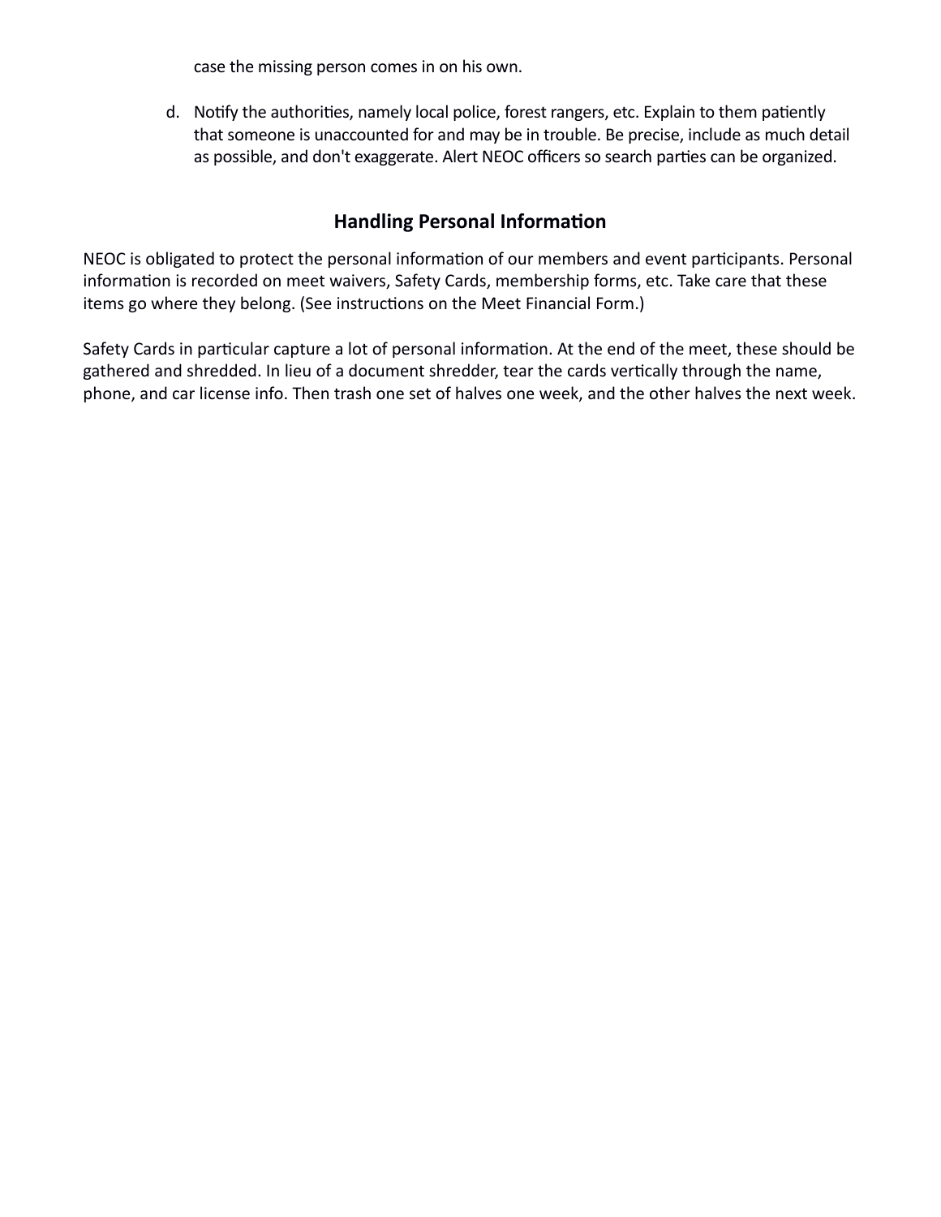case the missing person comes in on his own.

d. Notify the authorities, namely local police, forest rangers, etc. Explain to them patiently that someone is unaccounted for and may be in trouble. Be precise, include as much detail as possible, and don't exaggerate. Alert NEOC officers so search parties can be organized.

## Handling Personal Information

NEOC is obligated to protect the personal information of our members and event participants. Personal information is recorded on meet waivers, Safety Cards, membership forms, etc. Take care that these items go where they belong. (See instructions on the Meet Financial Form.)

Safety Cards in particular capture a lot of personal information. At the end of the meet, these should be gathered and shredded. In lieu of a document shredder, tear the cards vertically through the name, phone, and car license info. Then trash one set of halves one week, and the other halves the next week.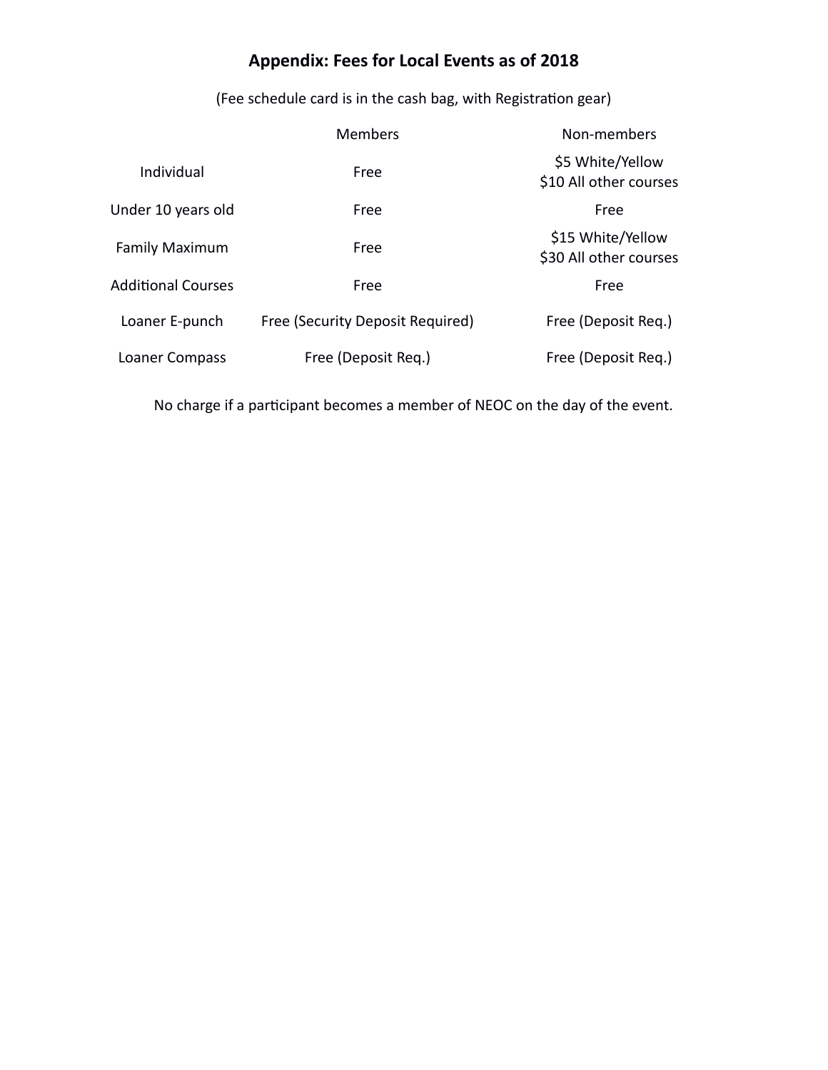## Appendix: Fees for Local Events as of 2018

(Fee schedule card is in the cash bag, with Registration gear)

| | Members | Non-members |
|---|---|---|
| Individual | Free | $5 White/Yellow<br>$10 All other courses |
| Under 10 years old | Free | Free |
| Family Maximum | Free | $15 White/Yellow<br>$30 All other courses |
| Additional Courses | Free | Free |
| Loaner E-punch | Free (Security Deposit Required) | Free (Deposit Req.) |
| Loaner Compass | Free (Deposit Req.) | Free (Deposit Req.) |

No charge if a participant becomes a member of NEOC on the day of the event.